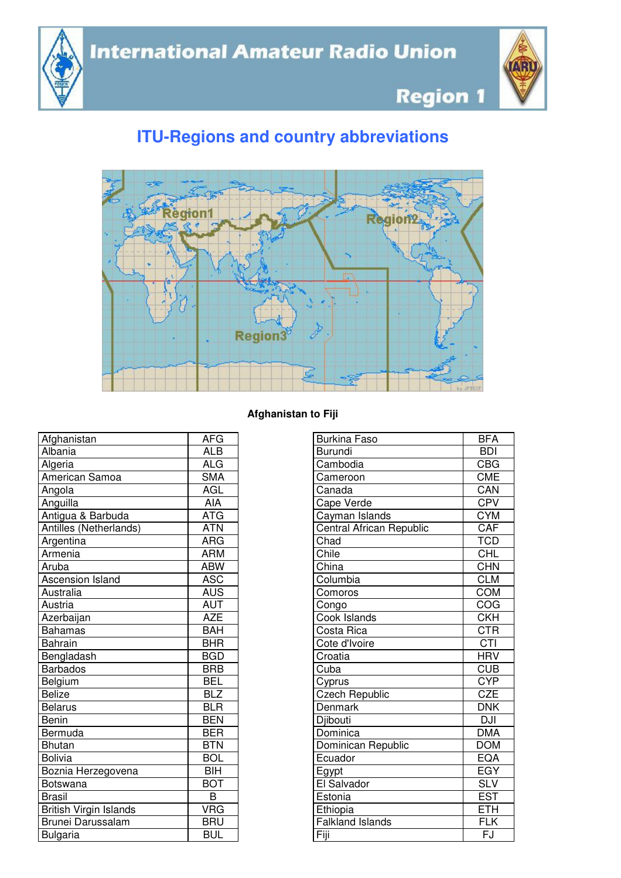# International Amateur Radio Union

Region 1

## ITU-Regions and country abbreviations

Region1

Region2

Region3

**Afghanistan to Fiji**

| | |
|---|---|
| Afghanistan | AFG |
| Albania | ALB |
| Algeria | ALG |
| American Samoa | SMA |
| Angola | AGL |
| Anguilla | AIA |
| Antigua & Barbuda | ATG |
| Antilles (Netherlands) | ATN |
| Argentina | ARG |
| Armenia | ARM |
| Aruba | ABW |
| Ascension Island | ASC |
| Australia | AUS |
| Austria | AUT |
| Azerbaijan | AZE |
| Bahamas | BAH |
| Bahrain | BHR |
| Bengladesh | BGD |
| Barbados | BRB |
| Belgium | BEL |
| Belize | BLZ |
| Belarus | BLR |
| Benin | BEN |
| Bermuda | BER |
| Bhutan | BTN |
| Bolivia | BOL |
| Boznia Herzegovena | BIH |
| Botswana | BOT |
| Brasil | B |
| British Virgin Islands | VRG |
| Brunei Darussalam | BRU |
| Bulgaria | BUL |

| | |
|---|---|
| Burkina Faso | BFA |
| Burundi | BDI |
| Cambodia | CBG |
| Cameroon | CME |
| Canada | CAN |
| Cape Verde | CPV |
| Cayman Islands | CYM |
| Central African Republic | CAF |
| Chad | TCD |
| Chile | CHL |
| China | CHN |
| Columbia | CLM |
| Comoros | COM |
| Congo | COG |
| Cook Islands | CKH |
| Costa Rica | CTR |
| Cote d'Ivoire | CTI |
| Croatia | HRV |
| Cuba | CUB |
| Cyprus | CYP |
| Czech Republic | CZE |
| Denmark | DNK |
| Djibouti | DJI |
| Dominica | DMA |
| Dominican Republic | DOM |
| Ecuador | EQA |
| Egypt | EGY |
| El Salvador | SLV |
| Estonia | EST |
| Ethiopia | ETH |
| Falkland Islands | FLK |
| Fiji | FJ |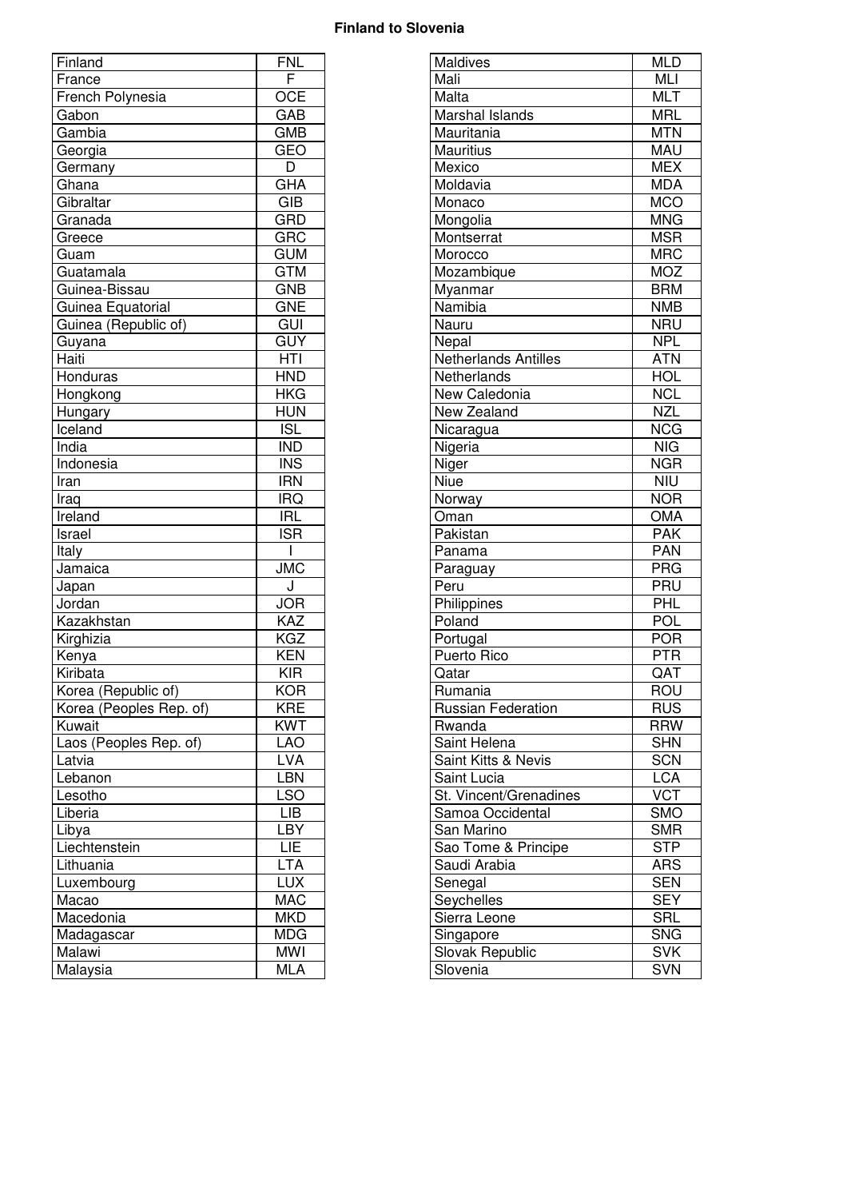**Finland to Slovenia**

| | |
|---|---|
| Finland | FNL |
| France | F |
| French Polynesia | OCE |
| Gabon | GAB |
| Gambia | GMB |
| Georgia | GEO |
| Germany | D |
| Ghana | GHA |
| Gibraltar | GIB |
| Granada | GRD |
| Greece | GRC |
| Guam | GUM |
| Guatamala | GTM |
| Guinea-Bissau | GNB |
| Guinea Equatorial | GNE |
| Guinea (Republic of) | GUI |
| Guyana | GUY |
| Haiti | HTI |
| Honduras | HND |
| Hongkong | HKG |
| Hungary | HUN |
| Iceland | ISL |
| India | IND |
| Indonesia | INS |
| Iran | IRN |
| Iraq | IRQ |
| Ireland | IRL |
| Israel | ISR |
| Italy | I |
| Jamaica | JMC |
| Japan | J |
| Jordan | JOR |
| Kazakhstan | KAZ |
| Kirghizia | KGZ |
| Kenya | KEN |
| Kiribata | KIR |
| Korea (Republic of) | KOR |
| Korea (Peoples Rep. of) | KRE |
| Kuwait | KWT |
| Laos (Peoples Rep. of) | LAO |
| Latvia | LVA |
| Lebanon | LBN |
| Lesotho | LSO |
| Liberia | LIB |
| Libya | LBY |
| Liechtenstein | LIE |
| Lithuania | LTA |
| Luxembourg | LUX |
| Macao | MAC |
| Macedonia | MKD |
| Madagascar | MDG |
| Malawi | MWI |
| Malaysia | MLA |

| | |
|---|---|
| Maldives | MLD |
| Mali | MLI |
| Malta | MLT |
| Marshal Islands | MRL |
| Mauritania | MTN |
| Mauritius | MAU |
| Mexico | MEX |
| Moldavia | MDA |
| Monaco | MCO |
| Mongolia | MNG |
| Montserrat | MSR |
| Morocco | MRC |
| Mozambique | MOZ |
| Myanmar | BRM |
| Namibia | NMB |
| Nauru | NRU |
| Nepal | NPL |
| Netherlands Antilles | ATN |
| Netherlands | HOL |
| New Caledonia | NCL |
| New Zealand | NZL |
| Nicaragua | NCG |
| Nigeria | NIG |
| Niger | NGR |
| Niue | NIU |
| Norway | NOR |
| Oman | OMA |
| Pakistan | PAK |
| Panama | PAN |
| Paraguay | PRG |
| Peru | PRU |
| Philippines | PHL |
| Poland | POL |
| Portugal | POR |
| Puerto Rico | PTR |
| Qatar | QAT |
| Rumania | ROU |
| Russian Federation | RUS |
| Rwanda | RRW |
| Saint Helena | SHN |
| Saint Kitts & Nevis | SCN |
| Saint Lucia | LCA |
| St. Vincent/Grenadines | VCT |
| Samoa Occidental | SMO |
| San Marino | SMR |
| Sao Tome & Principe | STP |
| Saudi Arabia | ARS |
| Senegal | SEN |
| Seychelles | SEY |
| Sierra Leone | SRL |
| Singapore | SNG |
| Slovak Republic | SVK |
| Slovenia | SVN |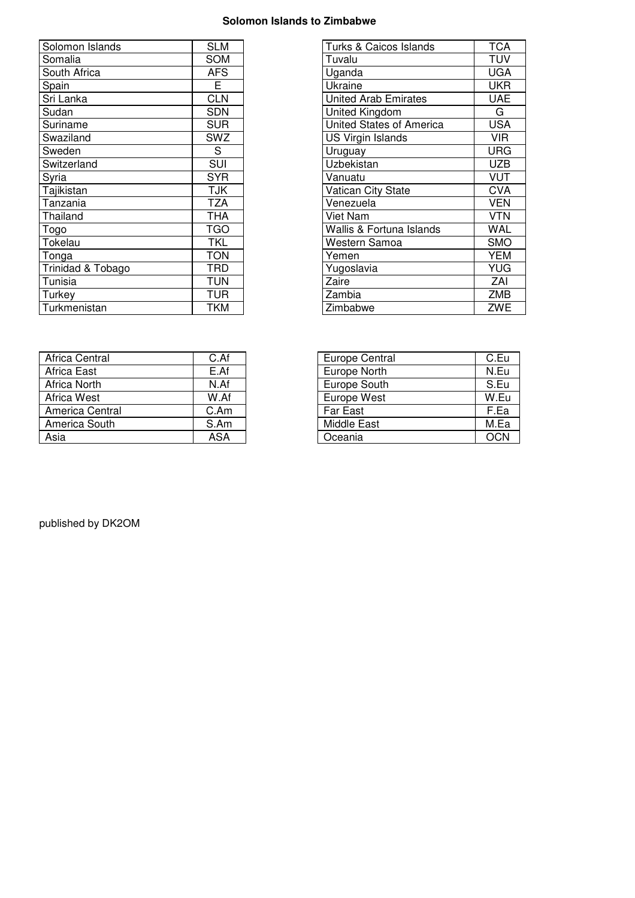**Solomon Islands to Zimbabwe**

| | |
|---|---|
| Solomon Islands | SLM |
| Somalia | SOM |
| South Africa | AFS |
| Spain | E |
| Sri Lanka | CLN |
| Sudan | SDN |
| Suriname | SUR |
| Swaziland | SWZ |
| Sweden | S |
| Switzerland | SUI |
| Syria | SYR |
| Tajikistan | TJK |
| Tanzania | TZA |
| Thailand | THA |
| Togo | TGO |
| Tokelau | TKL |
| Tonga | TON |
| Trinidad & Tobago | TRD |
| Tunisia | TUN |
| Turkey | TUR |
| Turkmenistan | TKM |

| | |
|---|---|
| Turks & Caicos Islands | TCA |
| Tuvalu | TUV |
| Uganda | UGA |
| Ukraine | UKR |
| United Arab Emirates | UAE |
| United Kingdom | G |
| United States of America | USA |
| US Virgin Islands | VIR |
| Uruguay | URG |
| Uzbekistan | UZB |
| Vanuatu | VUT |
| Vatican City State | CVA |
| Venezuela | VEN |
| Viet Nam | VTN |
| Wallis & Fortuna Islands | WAL |
| Western Samoa | SMO |
| Yemen | YEM |
| Yugoslavia | YUG |
| Zaire | ZAI |
| Zambia | ZMB |
| Zimbabwe | ZWE |

| | |
|---|---|
| Africa Central | C.Af |
| Africa East | E.Af |
| Africa North | N.Af |
| Africa West | W.Af |
| America Central | C.Am |
| America South | S.Am |
| Asia | ASA |

| | |
|---|---|
| Europe Central | C.Eu |
| Europe North | N.Eu |
| Europe South | S.Eu |
| Europe West | W.Eu |
| Far East | F.Ea |
| Middle East | M.Ea |
| Oceania | OCN |

published by DK2OM